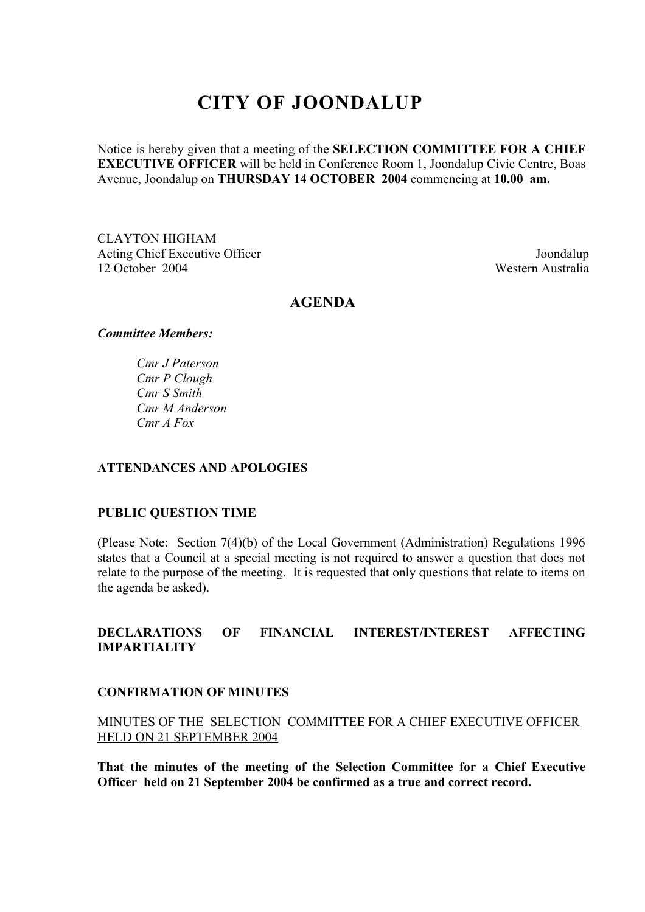# CITY OF JOONDALUP

Notice is hereby given that a meeting of the **SELECTION COMMITTEE FOR A CHIEF EXECUTIVE OFFICER** will be held in Conference Room 1, Joondalup Civic Centre, Boas Avenue, Joondalup on **THURSDAY 14 OCTOBER 2004** commencing at **10.00 am.**

CLAYTON HIGHAM
Acting Chief Executive Officer
12 October 2004

Joondalup
Western Australia

## AGENDA

***Committee Members:***

*Cmr J Paterson*
*Cmr P Clough*
*Cmr S Smith*
*Cmr M Anderson*
*Cmr A Fox*

**ATTENDANCES AND APOLOGIES**

**PUBLIC QUESTION TIME**

(Please Note: Section 7(4)(b) of the Local Government (Administration) Regulations 1996 states that a Council at a special meeting is not required to answer a question that does not relate to the purpose of the meeting. It is requested that only questions that relate to items on the agenda be asked).

**DECLARATIONS OF FINANCIAL INTEREST/INTEREST AFFECTING IMPARTIALITY**

**CONFIRMATION OF MINUTES**

<u>MINUTES OF THE SELECTION COMMITTEE FOR A CHIEF EXECUTIVE OFFICER HELD ON 21 SEPTEMBER 2004</u>

**That the minutes of the meeting of the Selection Committee for a Chief Executive Officer held on 21 September 2004 be confirmed as a true and correct record.**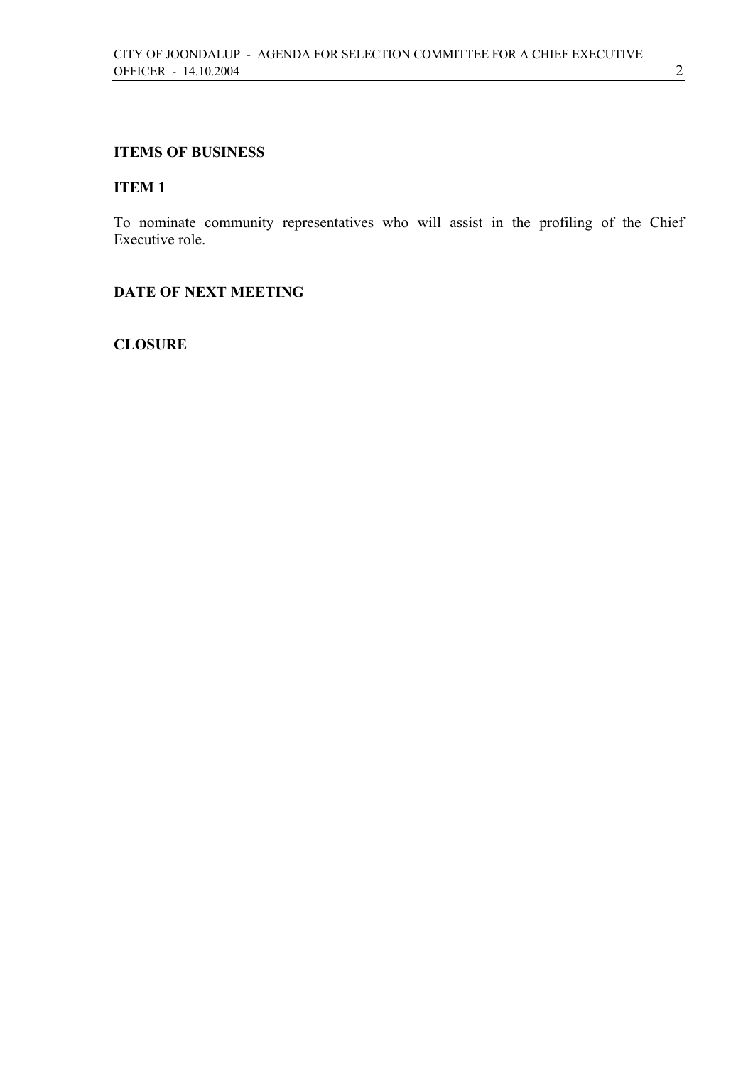## ITEMS OF BUSINESS

### ITEM 1

To nominate community representatives who will assist in the profiling of the Chief Executive role.

## DATE OF NEXT MEETING

## CLOSURE